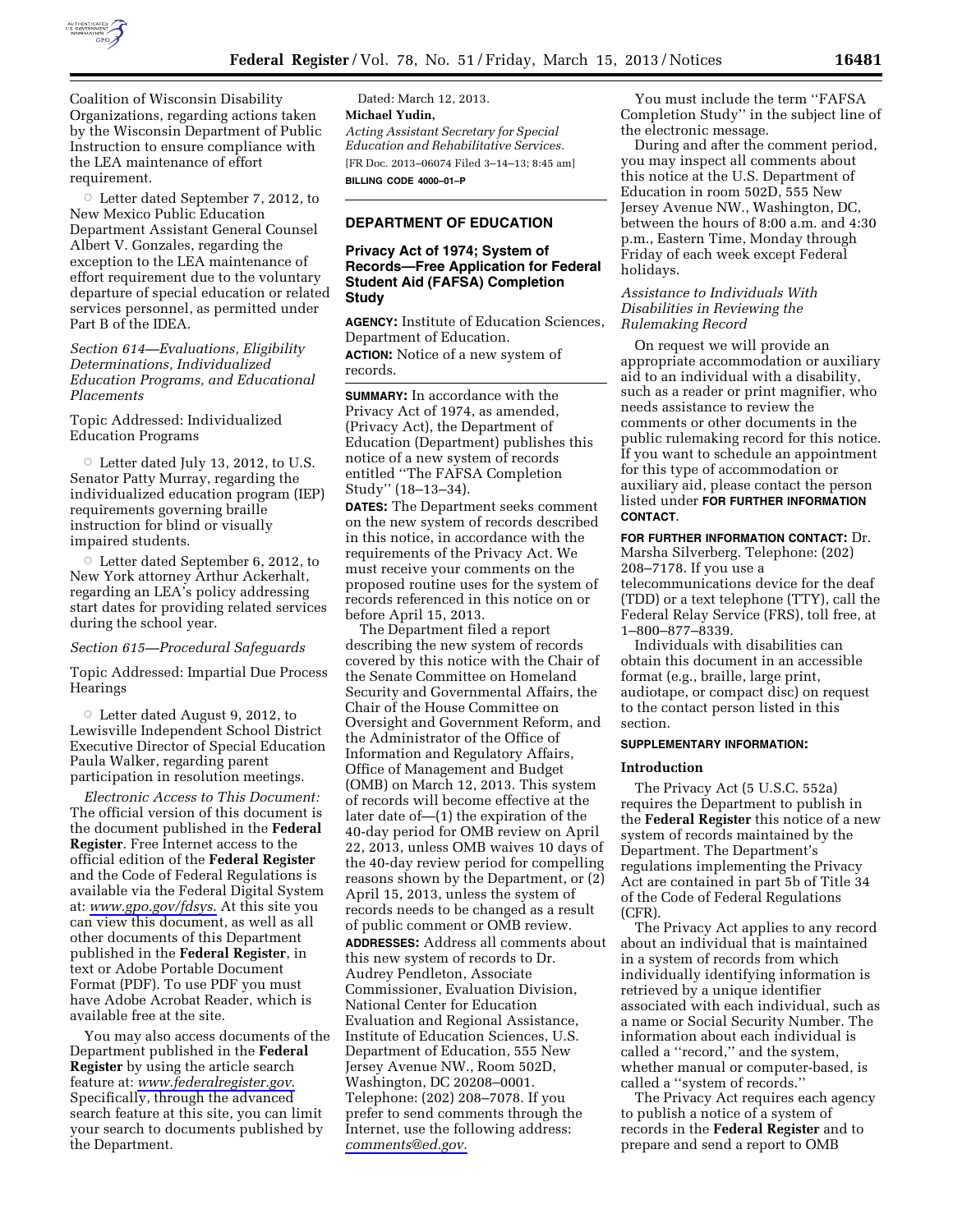Coalition of Wisconsin Disability Organizations, regarding actions taken by the Wisconsin Department of Public Instruction to ensure compliance with the LEA maintenance of effort requirement.

○ Letter dated September 7, 2012, to New Mexico Public Education Department Assistant General Counsel Albert V. Gonzales, regarding the exception to the LEA maintenance of effort requirement due to the voluntary departure of special education or related services personnel, as permitted under Part B of the IDEA.

*Section 614—Evaluations, Eligibility Determinations, Individualized Education Programs, and Educational Placements*

Topic Addressed: Individualized Education Programs

○ Letter dated July 13, 2012, to U.S. Senator Patty Murray, regarding the individualized education program (IEP) requirements governing braille instruction for blind or visually impaired students.

○ Letter dated September 6, 2012, to New York attorney Arthur Ackerhalt, regarding an LEA's policy addressing start dates for providing related services during the school year.

*Section 615—Procedural Safeguards*

Topic Addressed: Impartial Due Process Hearings

○ Letter dated August 9, 2012, to Lewisville Independent School District Executive Director of Special Education Paula Walker, regarding parent participation in resolution meetings.

*Electronic Access to This Document:* The official version of this document is the document published in the **Federal Register**. Free Internet access to the official edition of the **Federal Register** and the Code of Federal Regulations is available via the Federal Digital System at: *www.gpo.gov/fdsys*. At this site you can view this document, as well as all other documents of this Department published in the **Federal Register**, in text or Adobe Portable Document Format (PDF). To use PDF you must have Adobe Acrobat Reader, which is available free at the site.

You may also access documents of the Department published in the **Federal Register** by using the article search feature at: *www.federalregister.gov*. Specifically, through the advanced search feature at this site, you can limit your search to documents published by the Department.

Dated: March 12, 2013.

**Michael Yudin,**

*Acting Assistant Secretary for Special Education and Rehabilitative Services.*

[FR Doc. 2013–06074 Filed 3–14–13; 8:45 am]

**BILLING CODE 4000–01–P**

## DEPARTMENT OF EDUCATION

### Privacy Act of 1974; System of Records—Free Application for Federal Student Aid (FAFSA) Completion Study

**AGENCY:** Institute of Education Sciences, Department of Education.

**ACTION:** Notice of a new system of records.

**SUMMARY:** In accordance with the Privacy Act of 1974, as amended, (Privacy Act), the Department of Education (Department) publishes this notice of a new system of records entitled ''The FAFSA Completion Study'' (18–13–34).

**DATES:** The Department seeks comment on the new system of records described in this notice, in accordance with the requirements of the Privacy Act. We must receive your comments on the proposed routine uses for the system of records referenced in this notice on or before April 15, 2013.

The Department filed a report describing the new system of records covered by this notice with the Chair of the Senate Committee on Homeland Security and Governmental Affairs, the Chair of the House Committee on Oversight and Government Reform, and the Administrator of the Office of Information and Regulatory Affairs, Office of Management and Budget (OMB) on March 12, 2013. This system of records will become effective at the later date of—(1) the expiration of the 40-day period for OMB review on April 22, 2013, unless OMB waives 10 days of the 40-day review period for compelling reasons shown by the Department, or (2) April 15, 2013, unless the system of records needs to be changed as a result of public comment or OMB review.

**ADDRESSES:** Address all comments about this new system of records to Dr. Audrey Pendleton, Associate Commissioner, Evaluation Division, National Center for Education Evaluation and Regional Assistance, Institute of Education Sciences, U.S. Department of Education, 555 New Jersey Avenue NW., Room 502D, Washington, DC 20208–0001. Telephone: (202) 208–7078. If you prefer to send comments through the Internet, use the following address: *comments@ed.gov*.

You must include the term ''FAFSA Completion Study'' in the subject line of the electronic message.

During and after the comment period, you may inspect all comments about this notice at the U.S. Department of Education in room 502D, 555 New Jersey Avenue NW., Washington, DC, between the hours of 8:00 a.m. and 4:30 p.m., Eastern Time, Monday through Friday of each week except Federal holidays.

*Assistance to Individuals With Disabilities in Reviewing the Rulemaking Record*

On request we will provide an appropriate accommodation or auxiliary aid to an individual with a disability, such as a reader or print magnifier, who needs assistance to review the comments or other documents in the public rulemaking record for this notice. If you want to schedule an appointment for this type of accommodation or auxiliary aid, please contact the person listed under **FOR FURTHER INFORMATION CONTACT**.

**FOR FURTHER INFORMATION CONTACT:** Dr. Marsha Silverberg. Telephone: (202) 208–7178. If you use a telecommunications device for the deaf (TDD) or a text telephone (TTY), call the Federal Relay Service (FRS), toll free, at 1–800–877–8339.

Individuals with disabilities can obtain this document in an accessible format (e.g., braille, large print, audiotape, or compact disc) on request to the contact person listed in this section.

**SUPPLEMENTARY INFORMATION:**

#### Introduction

The Privacy Act (5 U.S.C. 552a) requires the Department to publish in the **Federal Register** this notice of a new system of records maintained by the Department. The Department's regulations implementing the Privacy Act are contained in part 5b of Title 34 of the Code of Federal Regulations (CFR).

The Privacy Act applies to any record about an individual that is maintained in a system of records from which individually identifying information is retrieved by a unique identifier associated with each individual, such as a name or Social Security Number. The information about each individual is called a ''record,'' and the system, whether manual or computer-based, is called a ''system of records.''

The Privacy Act requires each agency to publish a notice of a system of records in the **Federal Register** and to prepare and send a report to OMB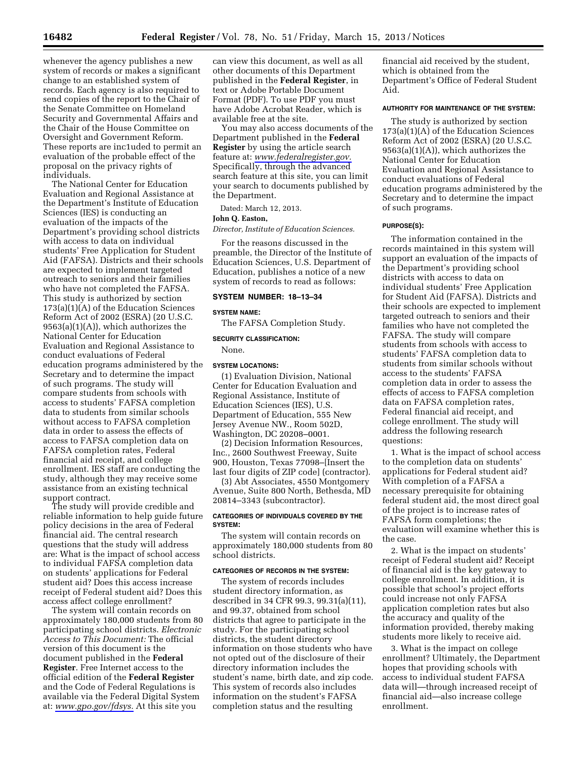whenever the agency publishes a new system of records or makes a significant change to an established system of records. Each agency is also required to send copies of the report to the Chair of the Senate Committee on Homeland Security and Governmental Affairs and the Chair of the House Committee on Oversight and Government Reform. These reports are inc1uded to permit an evaluation of the probable effect of the proposal on the privacy rights of individuals.

The National Center for Education Evaluation and Regional Assistance at the Department's Institute of Education Sciences (IES) is conducting an evaluation of the impacts of the Department's providing school districts with access to data on individual students' Free Application for Student Aid (FAFSA). Districts and their schools are expected to implement targeted outreach to seniors and their families who have not completed the FAFSA. This study is authorized by section 173(a)(1)(A) of the Education Sciences Reform Act of 2002 (ESRA) (20 U.S.C. 9563(a)(1)(A)), which authorizes the National Center for Education Evaluation and Regional Assistance to conduct evaluations of Federal education programs administered by the Secretary and to determine the impact of such programs. The study will compare students from schools with access to students' FAFSA completion data to students from similar schools without access to FAFSA completion data in order to assess the effects of access to FAFSA completion data on FAFSA completion rates, Federal financial aid receipt, and college enrollment. IES staff are conducting the study, although they may receive some assistance from an existing technical support contract.

The study will provide credible and reliable information to help guide future policy decisions in the area of Federal financial aid. The central research questions that the study will address are: What is the impact of school access to individual FAFSA completion data on students' applications for Federal student aid? Does this access increase receipt of Federal student aid? Does this access affect college enrollment?

The system will contain records on approximately 180,000 students from 80 participating school districts. *Electronic Access to This Document:* The official version of this document is the document published in the **Federal Register**. Free Internet access to the official edition of the **Federal Register** and the Code of Federal Regulations is available via the Federal Digital System at: *www.gpo.gov/fdsys*. At this site you can view this document, as well as all other documents of this Department published in the **Federal Register**, in text or Adobe Portable Document Format (PDF). To use PDF you must have Adobe Acrobat Reader, which is available free at the site.

You may also access documents of the Department published in the **Federal Register** by using the article search feature at: *www.federalregister.gov*. Specifically, through the advanced search feature at this site, you can limit your search to documents published by the Department.

Dated: March 12, 2013.

**John Q. Easton,**

*Director, Institute of Education Sciences.*

For the reasons discussed in the preamble, the Director of the Institute of Education Sciences, U.S. Department of Education, publishes a notice of a new system of records to read as follows:

### SYSTEM NUMBER: 18–13–34

#### SYSTEM NAME:

The FAFSA Completion Study.

#### SECURITY CLASSIFICATION:

None.

#### SYSTEM LOCATIONS:

(1) Evaluation Division, National Center for Education Evaluation and Regional Assistance, Institute of Education Sciences (IES), U.S. Department of Education, 555 New Jersey Avenue NW., Room 502D, Washington, DC 20208–0001.

(2) Decision Information Resources, Inc., 2600 Southwest Freeway, Suite 900, Houston, Texas 77098–[Insert the last four digits of ZIP code] (contractor).

(3) Abt Associates, 4550 Montgomery Avenue, Suite 800 North, Bethesda, MD 20814–3343 (subcontractor).

#### CATEGORIES OF INDIVIDUALS COVERED BY THE SYSTEM:

The system will contain records on approximately 180,000 students from 80 school districts.

#### CATEGORIES OF RECORDS IN THE SYSTEM:

The system of records includes student directory information, as described in 34 CFR 99.3, 99.31(a)(11), and 99.37, obtained from school districts that agree to participate in the study. For the participating school districts, the student directory information on those students who have not opted out of the disclosure of their directory information includes the student's name, birth date, and zip code. This system of records also includes information on the student's FAFSA completion status and the resulting financial aid received by the student, which is obtained from the Department's Office of Federal Student Aid.

#### AUTHORITY FOR MAINTENANCE OF THE SYSTEM:

The study is authorized by section 173(a)(1)(A) of the Education Sciences Reform Act of 2002 (ESRA) (20 U.S.C. 9563(a)(1)(A)), which authorizes the National Center for Education Evaluation and Regional Assistance to conduct evaluations of Federal education programs administered by the Secretary and to determine the impact of such programs.

#### PURPOSE(S):

The information contained in the records maintained in this system will support an evaluation of the impacts of the Department's providing school districts with access to data on individual students' Free Application for Student Aid (FAFSA). Districts and their schools are expected to implement targeted outreach to seniors and their families who have not completed the FAFSA. The study will compare students from schools with access to students' FAFSA completion data to students from similar schools without access to the students' FAFSA completion data in order to assess the effects of access to FAFSA completion data on FAFSA completion rates, Federal financial aid receipt, and college enrollment. The study will address the following research questions:

1. What is the impact of school access to the completion data on students' applications for Federal student aid? With completion of a FAFSA a necessary prerequisite for obtaining federal student aid, the most direct goal of the project is to increase rates of FAFSA form completions; the evaluation will examine whether this is the case.

2. What is the impact on students' receipt of Federal student aid? Receipt of financial aid is the key gateway to college enrollment. In addition, it is possible that school's project efforts could increase not only FAFSA application completion rates but also the accuracy and quality of the information provided, thereby making students more likely to receive aid.

3. What is the impact on college enrollment? Ultimately, the Department hopes that providing schools with access to individual student FAFSA data will—through increased receipt of financial aid—also increase college enrollment.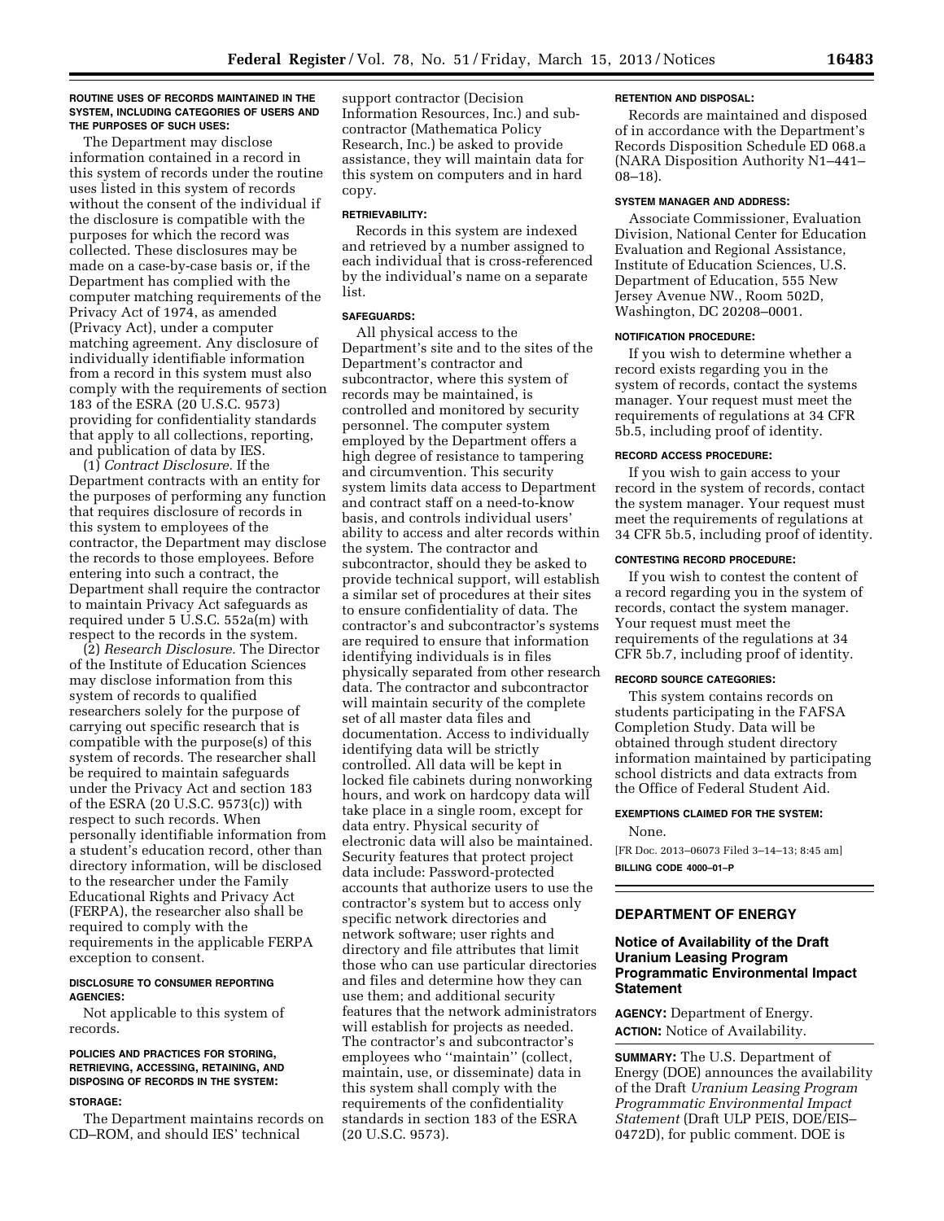**ROUTINE USES OF RECORDS MAINTAINED IN THE SYSTEM, INCLUDING CATEGORIES OF USERS AND THE PURPOSES OF SUCH USES:**

The Department may disclose information contained in a record in this system of records under the routine uses listed in this system of records without the consent of the individual if the disclosure is compatible with the purposes for which the record was collected. These disclosures may be made on a case-by-case basis or, if the Department has complied with the computer matching requirements of the Privacy Act of 1974, as amended (Privacy Act), under a computer matching agreement. Any disclosure of individually identifiable information from a record in this system must also comply with the requirements of section 183 of the ESRA (20 U.S.C. 9573) providing for confidentiality standards that apply to all collections, reporting, and publication of data by IES.

(1) *Contract Disclosure.* If the Department contracts with an entity for the purposes of performing any function that requires disclosure of records in this system to employees of the contractor, the Department may disclose the records to those employees. Before entering into such a contract, the Department shall require the contractor to maintain Privacy Act safeguards as required under 5 U.S.C. 552a(m) with respect to the records in the system.

(2) *Research Disclosure.* The Director of the Institute of Education Sciences may disclose information from this system of records to qualified researchers solely for the purpose of carrying out specific research that is compatible with the purpose(s) of this system of records. The researcher shall be required to maintain safeguards under the Privacy Act and section 183 of the ESRA (20 U.S.C. 9573(c)) with respect to such records. When personally identifiable information from a student's education record, other than directory information, will be disclosed to the researcher under the Family Educational Rights and Privacy Act (FERPA), the researcher also shall be required to comply with the requirements in the applicable FERPA exception to consent.

**DISCLOSURE TO CONSUMER REPORTING AGENCIES:**

Not applicable to this system of records.

**POLICIES AND PRACTICES FOR STORING, RETRIEVING, ACCESSING, RETAINING, AND DISPOSING OF RECORDS IN THE SYSTEM:**

**STORAGE:**

The Department maintains records on CD–ROM, and should IES' technical support contractor (Decision Information Resources, Inc.) and sub-contractor (Mathematica Policy Research, Inc.) be asked to provide assistance, they will maintain data for this system on computers and in hard copy.

**RETRIEVABILITY:**

Records in this system are indexed and retrieved by a number assigned to each individual that is cross-referenced by the individual's name on a separate list.

**SAFEGUARDS:**

All physical access to the Department's site and to the sites of the Department's contractor and subcontractor, where this system of records may be maintained, is controlled and monitored by security personnel. The computer system employed by the Department offers a high degree of resistance to tampering and circumvention. This security system limits data access to Department and contract staff on a need-to-know basis, and controls individual users' ability to access and alter records within the system. The contractor and subcontractor, should they be asked to provide technical support, will establish a similar set of procedures at their sites to ensure confidentiality of data. The contractor's and subcontractor's systems are required to ensure that information identifying individuals is in files physically separated from other research data. The contractor and subcontractor will maintain security of the complete set of all master data files and documentation. Access to individually identifying data will be strictly controlled. All data will be kept in locked file cabinets during nonworking hours, and work on hardcopy data will take place in a single room, except for data entry. Physical security of electronic data will also be maintained. Security features that protect project data include: Password-protected accounts that authorize users to use the contractor's system but to access only specific network directories and network software; user rights and directory and file attributes that limit those who can use particular directories and files and determine how they can use them; and additional security features that the network administrators will establish for projects as needed. The contractor's and subcontractor's employees who ''maintain'' (collect, maintain, use, or disseminate) data in this system shall comply with the requirements of the confidentiality standards in section 183 of the ESRA (20 U.S.C. 9573).

**RETENTION AND DISPOSAL:**

Records are maintained and disposed of in accordance with the Department's Records Disposition Schedule ED 068.a (NARA Disposition Authority N1–441–08–18).

**SYSTEM MANAGER AND ADDRESS:**

Associate Commissioner, Evaluation Division, National Center for Education Evaluation and Regional Assistance, Institute of Education Sciences, U.S. Department of Education, 555 New Jersey Avenue NW., Room 502D, Washington, DC 20208–0001.

**NOTIFICATION PROCEDURE:**

If you wish to determine whether a record exists regarding you in the system of records, contact the systems manager. Your request must meet the requirements of regulations at 34 CFR 5b.5, including proof of identity.

**RECORD ACCESS PROCEDURE:**

If you wish to gain access to your record in the system of records, contact the system manager. Your request must meet the requirements of regulations at 34 CFR 5b.5, including proof of identity.

**CONTESTING RECORD PROCEDURE:**

If you wish to contest the content of a record regarding you in the system of records, contact the system manager. Your request must meet the requirements of the regulations at 34 CFR 5b.7, including proof of identity.

**RECORD SOURCE CATEGORIES:**

This system contains records on students participating in the FAFSA Completion Study. Data will be obtained through student directory information maintained by participating school districts and data extracts from the Office of Federal Student Aid.

**EXEMPTIONS CLAIMED FOR THE SYSTEM:**

None.

[FR Doc. 2013–06073 Filed 3–14–13; 8:45 am]

**BILLING CODE 4000–01–P**

## DEPARTMENT OF ENERGY

### Notice of Availability of the Draft Uranium Leasing Program Programmatic Environmental Impact Statement

**AGENCY:** Department of Energy.

**ACTION:** Notice of Availability.

**SUMMARY:** The U.S. Department of Energy (DOE) announces the availability of the Draft *Uranium Leasing Program Programmatic Environmental Impact Statement* (Draft ULP PEIS, DOE/EIS–0472D), for public comment. DOE is